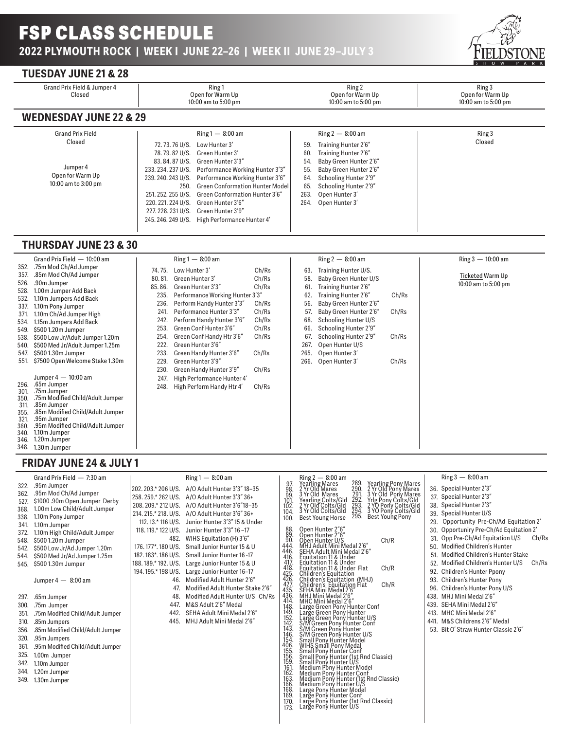# FSP CLASS SCHEDULE

**2022 PLYMOUTH ROCK | WEEK I JUNE 22–26 | WEEK II JUNE 29–JULY 3**

FIELDSTONE SHOW PARK

## TUESDAY JUNE 21 & 28

| Grand Prix Field & Jumper 4 | Ring 1 | Ring 2 | Ring 3 |
|---|---|---|---|
| Closed | Open for Warm Up 10:00 am to 5:00 pm | Open for Warm Up 10:00 am to 5:00 pm | Open for Warm Up 10:00 am to 5:00 pm |

## WEDNESDAY JUNE 22 & 29

**Grand Prix Field**
Closed

**Jumper 4**
Open for Warm Up
10:00 am to 3:00 pm

**Ring 1 — 8:00 am**
- 72. 73. 76 U/S. Low Hunter 3'
- 78. 79. 82 U/S. Green Hunter 3'
- 83. 84. 87 U/S. Green Hunter 3'3"
- 233. 234. 237 U/S. Performance Working Hunter 3'3"
- 239. 240. 243 U/S. Performance Working Hunter 3'6"
- 250. Green Conformation Hunter Model
- 251. 252. 255 U/S. Green Conformation Hunter 3'6"
- 220. 221. 224 U/S. Green Hunter 3'6"
- 227. 228. 231 U/S. Green Hunter 3'9"
- 245. 246. 249 U/S. High Performance Hunter 4'

**Ring 2 — 8:00 am**
- 59. Training Hunter 2'6"
- 60. Training Hunter 2'6"
- 54. Baby Green Hunter 2'6"
- 55. Baby Green Hunter 2'6"
- 64. Schooling Hunter 2'9"
- 65. Schooling Hunter 2'9"
- 263. Open Hunter 3'
- 264. Open Hunter 3'

**Ring 3**
Closed

## THURSDAY JUNE 23 & 30

**Grand Prix Field — 10:00 am**
- 352. .75m Mod Ch/Ad Jumper
- 357. .85m Mod Ch/Ad Jumper
- 526. .90m Jumper
- 528. 1.00m Jumper Add Back
- 532. 1.10m Jumpers Add Back
- 337. 1.10m Pony Jumper
- 371. 1.10m Ch/Ad Jumper High
- 534. 1.15m Jumpers Add Back
- 549. $500 1.20m Jumper
- 538. $500 Low Jr/Adult Jumper 1.20m
- 540. $500 Med Jr/Adult Jumper 1.25m
- 547. $500 1.30m Jumper
- 551. $7500 Open Welcome Stake 1.30m

**Jumper 4 — 10:00 am**
- 296. .65m Jumper
- 301. .75m Jumper
- 350. .75m Modified Child/Adult Jumper
- 311. .85m Jumper
- 355. .85m Modified Child/Adult Jumper
- 321. .95m Jumper
- 360. .95m Modified Child/Adult Jumper
- 340. 1.10m Jumper
- 346. 1.20m Jumper
- 348. 1.30m Jumper

**Ring 1 — 8:00 am**
- 74. 75. Low Hunter 3' Ch/Rs
- 80. 81. Green Hunter 3' Ch/Rs
- 85. 86. Green Hunter 3'3" Ch/Rs
- 235. Performance Working Hunter 3'3"
- 236. Perform Handy Hunter 3'3" Ch/Rs
- 241. Performance Hunter 3'3" Ch/Rs
- 242. Perform Handy Hunter 3'6" Ch/Rs
- 253. Green Conf Hunter 3'6" Ch/Rs
- 254. Green Conf Handy Htr 3'6" Ch/Rs
- 222. Green Hunter 3'6"
- 233. Green Handy Hunter 3'6" Ch/Rs
- 229. Green Hunter 3'9"
- 230. Green Handy Hunter 3'9" Ch/Rs
- 247. High Performance Hunter 4'
- 248. High Perform Handy Htr 4' Ch/Rs

**Ring 2 — 8:00 am**
- 63. Training Hunter U/S.
- 58. Baby Green Hunter U/S
- 61. Training Hunter 2'6"
- 62. Training Hunter 2'6" Ch/Rs
- 56. Baby Green Hunter 2'6"
- 57. Baby Green Hunter 2'6" Ch/Rs
- 68. Schooling Hunter U/S
- 66. Schooling Hunter 2'9"
- 67. Schooling Hunter 2'9" Ch/Rs
- 267. Open Hunter U/S
- 265. Open Hunter 3'
- 266. Open Hunter 3' Ch/Rs

**Ring 3 — 10:00 am**

Ticketed Warm Up
10:00 am to 5:00 pm

## FRIDAY JUNE 24 & JULY 1

**Grand Prix Field — 7:30 am**
- 322. .95m Jumper
- 362. .95m Mod Ch/Ad Jumper
- 527. $1000 .90m Open Jumper Derby
- 368. 1.00m Low Child/Adult Jumper
- 338. 1.10m Pony Jumper
- 341. 1.10m Jumper
- 372. 1.10m High Child/Adult Jumper
- 548. $500 1.20m Jumper
- 542. $500 Low Jr/Ad Jumper 1.20m
- 544. $500 Med Jr/Ad Jumper 1.25m
- 545. $500 1.30m Jumper

**Jumper 4 — 8:00 am**
- 297. .65m Jumper
- 300. .75m Jumper
- 351. .75m Modified Child/Adult Jumper
- 310. .85m Jumpers
- 356. .85m Modified Child/Adult Jumper
- 320. .95m Jumpers
- 361. .95m Modified Child/Adult Jumper
- 325. 1.00m Jumper
- 342. 1.10m Jumper
- 344. 1.20m Jumper
- 349. 1.30m Jumper

**Ring 1 — 8:00 am**
- 202. 203.* 206 U/S. A/O Adult Hunter 3'3" 18–35
- 258. 259.* 262 U/S. A/O Adult Hunter 3'3" 36+
- 208. 209.* 212 U/S. A/O Adult Hunter 3'6"18–35
- 214. 215.* 218. U/S. A/O Adult Hunter 3'6" 36+
- 112. 13.* 116 U/S. Junior Hunter 3'3" 15 & Under
- 118. 119.* 122 U/S. Junior Hunter 3'3" 16 –17
- 482. WIHS Equitation (H) 3'6"
- 176. 177*. 180 U/S. Small Junior Hunter 15 & U
- 182. 183*. 186 U/S. Small Junior Hunter 16 -17
- 188. 189.* 192. U/S. Large Junior Hunter 15 & U
- 194. 195.* 198 U/S. Large Junior Hunter 16–17
- 46. Modified Adult Hunter 2'6"
- 47. Modified Adult Hunter Stake 2'6"
- 48. Modified Adult Hunter U/S Ch/Rs
- 447. M&S Adult 2'6" Medal
- 442. SEHA Adult Mini Medal 2'6"
- 445. MHJ Adult Mini Medal 2'6"

**Ring 2 — 8:00 am**
- 97. Yearling Mares
- 98. 2 Yr Old Mares
- 99. 3 Yr Old Mares
- 101. Yearling Colts/Gld
- 102. 2 Yr Old Colts/Gld
- 104. 3 Yr Old Colts/Gld
- 100. Best Young Horse
- 289. Yearling Pony Mares
- 290. 2 Yr Old Pony Mares
- 291. 3 Yr Old Pony Mares
- 292. Yrlg Pony Colts/Gld
- 293. 2 YO Pony Colts/Gld
- 294. 3 YO Pony Colts/Gld
- 295. Best Young Pony
- 88. Open Hunter 2"6"
- 89. Open Hunter 2"6"
- 90. Open Hunter U/S Ch/R
- 444. MHJ Adult Mini Medal 2'6"
- 446. SEHA Adult Mini Medal 2'6"
- 416. Equitation 11 & Under
- 417. Equitation 11 & Under
- 418. Equitation 11 & Under Flat Ch/R
- 425. Children's Equitation
- 426. Children's Equitation (MHJ)
- 427. Children's Equitation Flat Ch/R
- 435. SEHA Mini Medal 2'6"
- 436. MHJ Mini Medal 2'6"
- 414. MHC Mini Medal 2'6"
- 148. Large Green Pony Hunter Conf
- 149. Large Green Pony Hunter
- 152. Large Green Pony Hunter U/S
- 142. S/M Green Pony Hunter Conf
- 143. S/M Green Pony Hunter
- 146. S/M Green Pony Hunter U/S
- 154. Small Pony Hunter Model
- 406. WIHS Small Pony Medal
- 155. Small Pony Hunter Conf
- 156. Small Pony Hunter (1st Rnd Classic)
- 159. Small Pony Hunter U/S
- 161. Medium Pony Hunter Model
- 162. Medium Pony Hunter Conf
- 163. Medium Pony Hunter (1st Rnd Classic)
- 166. Medium Pony Hunter U/S
- 168. Large Pony Hunter Model
- 169. Large Pony Hunter Conf
- 170. Large Pony Hunter (1st Rnd Classic)
- 173. Large Pony Hunter U/S

**Ring 3 — 8:00 am**
- 36. Special Hunter 2'3"
- 37. Special Hunter 2'3"
- 38. Special Hunter 2'3"
- 39. Special Hunter U/S
- 29. Opportunity Pre-Ch/Ad Equitation 2'
- 30. Opportunity Pre-Ch/Ad Equitation 2'
- 31. Opp Pre-Ch/Ad Equitation U/S Ch/Rs
- 50. Modified Children's Hunter
- 51. Modified Children's Hunter Stake
- 52. Modified Children's Hunter U/S Ch/Rs
- 92. Children's Hunter Ppony
- 93. Children's Hunter Pony
- 96. Children's Hunter Pony U/S
- 438. MHJ Mini Medal 2'6"
- 439. SEHA Mini Medal 2'6"
- 413. MHC Mini Medal 2'6"
- 441. M&S Childrens 2'6" Medal
- 53. Bit O' Straw Hunter Classic 2'6"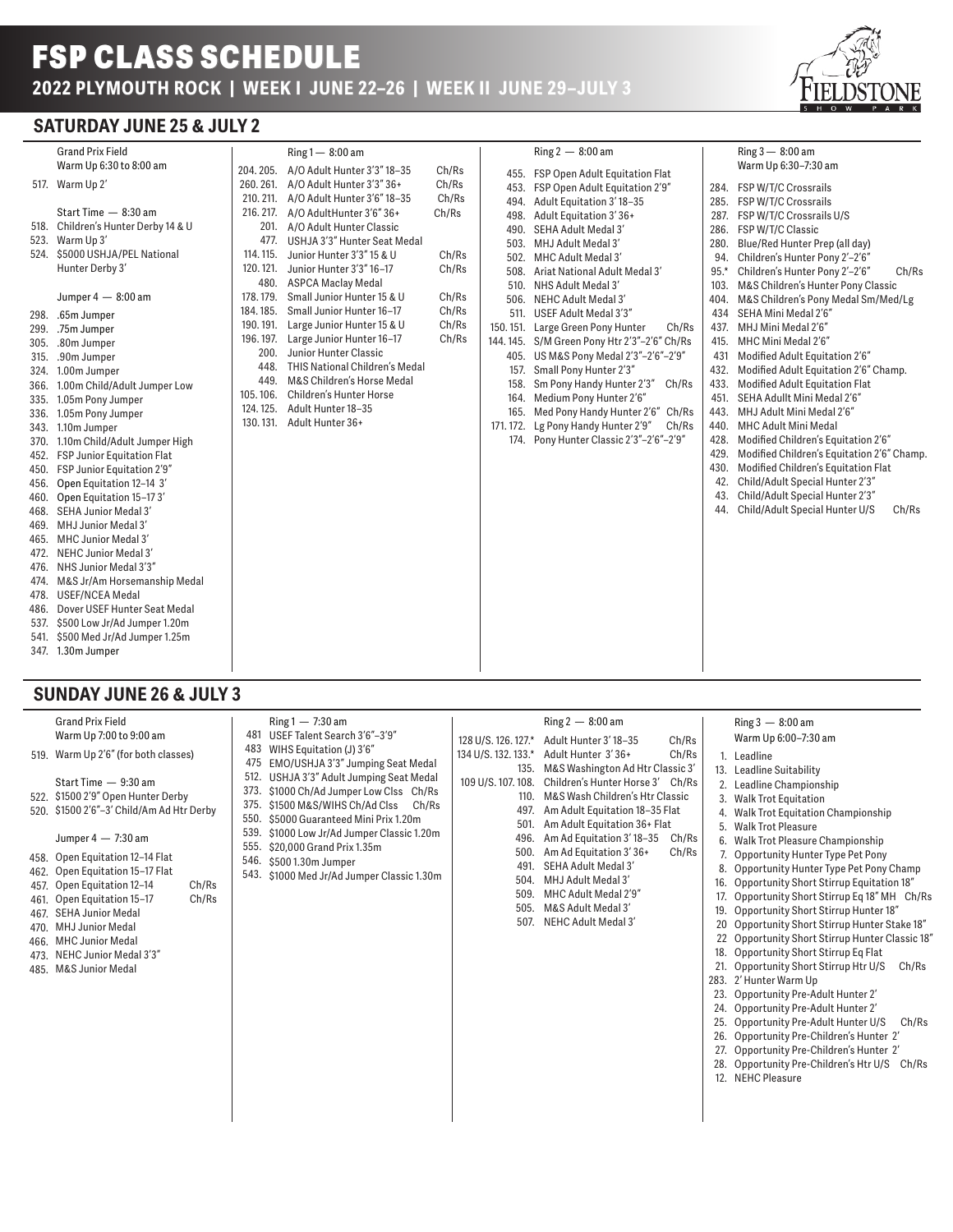# FSP CLASS SCHEDULE

**2022 PLYMOUTH ROCK | WEEK I JUNE 22–26 | WEEK II JUNE 29–JULY 3**

## SATURDAY JUNE 25 & JULY 2

### Grand Prix Field

Warm Up 6:30 to 8:00 am

- 517. Warm Up 2'

Start Time — 8:30 am

- 518. Children's Hunter Derby 14 & U
- 523. Warm Up 3'
- 524. $5000 USHJA/PEL National Hunter Derby 3'

### Jumper 4 — 8:00 am

- 298. .65m Jumper
- 299. .75m Jumper
- 305. .80m Jumper
- 315. .90m Jumper
- 324. 1.00m Jumper
- 366. 1.00m Child/Adult Jumper Low
- 335. 1.05m Pony Jumper
- 336. 1.05m Pony Jumper
- 343. 1.10m Jumper
- 370. 1.10m Child/Adult Jumper High
- 452. FSP Junior Equitation Flat
- 450. FSP Junior Equitation 2'9"
- 456. Open Equitation 12–14 3'
- 460. Open Equitation 15–17 3'
- 468. SEHA Junior Medal 3'
- 469. MHJ Junior Medal 3'
- 465. MHC Junior Medal 3'
- 472. NEHC Junior Medal 3'
- 476. NHS Junior Medal 3'3"
- 474. M&S Jr/Am Horsemanship Medal
- 478. USEF/NCEA Medal
- 486. Dover USEF Hunter Seat Medal
- 537. $500 Low Jr/Ad Jumper 1.20m
- 541. $500 Med Jr/Ad Jumper 1.25m
- 347. 1.30m Jumper

### Ring 1 — 8:00 am

- 204. 205. A/O Adult Hunter 3'3" 18–35 Ch/Rs
- 260. 261. A/O Adult Hunter 3'3" 36+ Ch/Rs
- 210. 211. A/O Adult Hunter 3'6" 18–35 Ch/Rs
- 216. 217. A/O AdultHunter 3'6" 36+ Ch/Rs
- 201. A/O Adult Hunter Classic
- 477. USHJA 3'3" Hunter Seat Medal
- 114. 115. Junior Hunter 3'3" 15 & U Ch/Rs
- 120. 121. Junior Hunter 3'3" 16–17 Ch/Rs
- 480. ASPCA Maclay Medal
- 178. 179. Small Junior Hunter 15 & U Ch/Rs
- 184. 185. Small Junior Hunter 16–17 Ch/Rs
- 190. 191. Large Junior Hunter 15 & U Ch/Rs
- 196. 197. Large Junior Hunter 16–17 Ch/Rs
- 200. Junior Hunter Classic
- 448. THIS National Children's Medal
- 449. M&S Children's Horse Medal
- 105. 106. Children's Hunter Horse
- 124. 125. Adult Hunter 18–35
- 130. 131. Adult Hunter 36+

### Ring 2 — 8:00 am

- 455. FSP Open Adult Equitation Flat
- 453. FSP Open Adult Equitation 2'9"
- 494. Adult Equitation 3' 18–35
- 498. Adult Equitation 3' 36+
- 490. SEHA Adult Medal 3'
- 503. MHJ Adult Medal 3'
- 502. MHC Adult Medal 3'
- 508. Ariat National Adult Medal 3'
- 510. NHS Adult Medal 3'
- 506. NEHC Adult Medal 3'
- 511. USEF Adult Medal 3'3"
- 150. 151. Large Green Pony Hunter Ch/Rs
- 144. 145. S/M Green Pony Htr 2'3"–2'6" Ch/Rs
- 405. US M&S Pony Medal 2'3"–2'6"–2'9"
- 157. Small Pony Hunter 2'3"
- 158. Sm Pony Handy Hunter 2'3" Ch/Rs
- 164. Medium Pony Hunter 2'6"
- 165. Med Pony Handy Hunter 2'6" Ch/Rs
- 171. 172. Lg Pony Handy Hunter 2'9" Ch/Rs
- 174. Pony Hunter Classic 2'3"–2'6"–2'9"

### Ring 3 — 8:00 am

Warm Up 6:30–7:30 am

- 284. FSP W/T/C Crossrails
- 285. FSP W/T/C Crossrails
- 287. FSP W/T/C Crossrails U/S
- 286. FSP W/T/C Classic
- 280. Blue/Red Hunter Prep (all day)
- 94. Children's Hunter Pony 2'–2'6"
- 95.* Children's Hunter Pony 2'–2'6" Ch/Rs
- 103. M&S Children's Hunter Pony Classic
- 404. M&S Children's Pony Medal Sm/Med/Lg
- 434 SEHA Mini Medal 2'6"
- 437. MHJ Mini Medal 2'6"
- 415. MHC Mini Medal 2'6"
- 431 Modified Adult Equitation 2'6"
- 432. Modified Adult Equitation 2'6" Champ.
- 433. Modified Adult Equitation Flat
- 451. SEHA Adullt Mini Medal 2'6"
- 443. MHJ Adult Mini Medal 2'6"
- 440. MHC Adult Mini Medal
- 428. Modified Children's Equitation 2'6"
- 429. Modified Children's Equitation 2'6" Champ.
- 430. Modified Children's Equitation Flat
- 42. Child/Adult Special Hunter 2'3"
- 43. Child/Adult Special Hunter 2'3"
- 44. Child/Adult Special Hunter U/S Ch/Rs

## SUNDAY JUNE 26 & JULY 3

### Grand Prix Field

Warm Up 7:00 to 9:00 am

- 519. Warm Up 2'6" (for both classes)

Start Time — 9:30 am

- 522. $1500 2'9" Open Hunter Derby
- 520. $1500 2'6"–3' Child/Am Ad Htr Derby

### Jumper 4 — 7:30 am

- 458. Open Equitation 12–14 Flat
- 462. Open Equitation 15–17 Flat
- 457. Open Equitation 12–14 Ch/Rs
- 461. Open Equitation 15–17 Ch/Rs
- 467. SEHA Junior Medal
- 470. MHJ Junior Medal
- 466. MHC Junior Medal
- 473. NEHC Junior Medal 3'3"
- 485. M&S Junior Medal

### Ring 1 — 7:30 am

- 481 USEF Talent Search 3'6"–3'9"
- 483 WIHS Equitation (J) 3'6"
- 475 EMO/USHJA 3'3" Jumping Seat Medal
- 512. USHJA 3'3" Adult Jumping Seat Medal
- 373. $1000 Ch/Ad Jumper Low Clss Ch/Rs
- 375. $1500 M&S/WIHS Ch/Ad Clss Ch/Rs
- 550. $5000 Guaranteed Mini Prix 1.20m
- 539. $1000 Low Jr/Ad Jumper Classic 1.20m
- 555. $20,000 Grand Prix 1.35m
- 546. $500 1.30m Jumper
- 543. $1000 Med Jr/Ad Jumper Classic 1.30m

### Ring 2 — 8:00 am

- 128 U/S. 126. 127.* Adult Hunter 3' 18–35 Ch/Rs
- 134 U/S. 132. 133.* Adult Hunter 3' 36+ Ch/Rs
- 135. M&S Washington Ad Htr Classic 3'
- 109 U/S. 107. 108. Children's Hunter Horse 3' Ch/Rs
- 110. M&S Wash Children's Htr Classic
- 497. Am Adult Equitation 18–35 Flat
- 501. Am Adult Equitation 36+ Flat
- 496. Am Ad Equitation 3' 18–35 Ch/Rs
- 500. Am Ad Equitation 3' 36+ Ch/Rs
- 491. SEHA Adult Medal 3'
- 504. MHJ Adult Medal 3'
- 509. MHC Adult Medal 2'9"
- 505. M&S Adult Medal 3'
- 507. NEHC Adult Medal 3'

### Ring 3 — 8:00 am

Warm Up 6:00–7:30 am

- 1. Leadline
- 13. Leadline Suitability
- 2. Leadline Championship
- 3. Walk Trot Equitation
- 4. Walk Trot Equitation Championship
- 5. Walk Trot Pleasure
- 6. Walk Trot Pleasure Championship
- 7. Opportunity Hunter Type Pet Pony
- 8. Opportunity Hunter Type Pet Pony Champ
- 16. Opportunity Short Stirrup Equitation 18"
- 17. Opportunity Short Stirrup Eq 18" MH Ch/Rs
- 19. Opportunity Short Stirrup Hunter 18"
- 20 Opportunity Short Stirrup Hunter Stake 18"
- 22 Opportunity Short Stirrup Hunter Classic 18"
- 18. Opportunity Short Stirrup Eq Flat
- 21. Opportunity Short Stirrup Htr U/S Ch/Rs
- 283. 2' Hunter Warm Up
- 23. Opportunity Pre-Adult Hunter 2'
- 24. Opportunity Pre-Adult Hunter 2'
- 25. Opportunity Pre-Adult Hunter U/S Ch/Rs
- 26. Opportunity Pre-Children's Hunter 2'
- 27. Opportunity Pre-Children's Hunter 2'
- 28. Opportunity Pre-Children's Htr U/S Ch/Rs
- 12. NEHC Pleasure